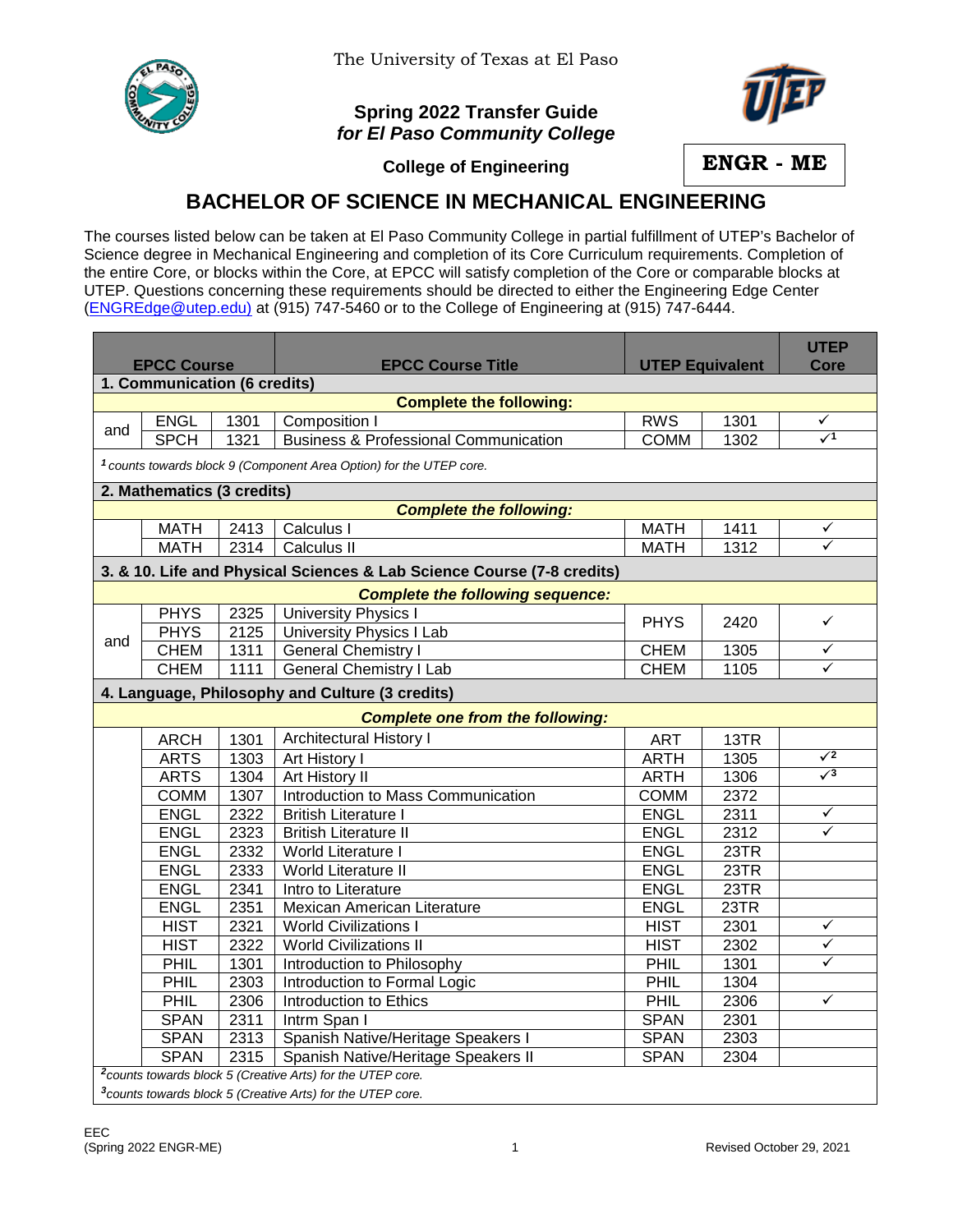The University of Texas at El Paso

**Spring 2022 Transfer Guide**
***for El Paso Community College***

**College of Engineering**

**ENGR - ME**

# BACHELOR OF SCIENCE IN MECHANICAL ENGINEERING

The courses listed below can be taken at El Paso Community College in partial fulfillment of UTEP's Bachelor of Science degree in Mechanical Engineering and completion of its Core Curriculum requirements. Completion of the entire Core, or blocks within the Core, at EPCC will satisfy completion of the Core or comparable blocks at UTEP. Questions concerning these requirements should be directed to either the Engineering Edge Center (ENGREdge@utep.edu) at (915) 747-5460 or to the College of Engineering at (915) 747-6444.

| | EPCC Course | | EPCC Course Title | UTEP Equivalent | | UTEP Core |
|---|---|---|---|---|---|---|
| **1. Communication (6 credits)** | | | | | | |
| | | | ***Complete the following:*** | | | |
| and | ENGL | 1301 | Composition I | RWS | 1301 | ✓ |
| | SPCH | 1321 | Business & Professional Communication | COMM | 1302 | ✓[1] |
| *[1] counts towards block 9 (Component Area Option) for the UTEP core.* | | | | | | |
| **2. Mathematics (3 credits)** | | | | | | |
| | | | ***Complete the following:*** | | | |
| | MATH | 2413 | Calculus I | MATH | 1411 | ✓ |
| | MATH | 2314 | Calculus II | MATH | 1312 | ✓ |
| **3. & 10. Life and Physical Sciences & Lab Science Course (7-8 credits)** | | | | | | |
| | | | ***Complete the following sequence:*** | | | |
| and | PHYS | 2325 | University Physics I | PHYS | 2420 | ✓ |
| | PHYS | 2125 | University Physics I Lab | | | |
| | CHEM | 1311 | General Chemistry I | CHEM | 1305 | ✓ |
| | CHEM | 1111 | General Chemistry I Lab | CHEM | 1105 | ✓ |
| **4. Language, Philosophy and Culture (3 credits)** | | | | | | |
| | | | ***Complete one from the following:*** | | | |
| | ARCH | 1301 | Architectural History I | ART | 13TR | |
| | ARTS | 1303 | Art History I | ARTH | 1305 | ✓[2] |
| | ARTS | 1304 | Art History II | ARTH | 1306 | ✓[3] |
| | COMM | 1307 | Introduction to Mass Communication | COMM | 2372 | |
| | ENGL | 2322 | British Literature I | ENGL | 2311 | ✓ |
| | ENGL | 2323 | British Literature II | ENGL | 2312 | ✓ |
| | ENGL | 2332 | World Literature I | ENGL | 23TR | |
| | ENGL | 2333 | World Literature II | ENGL | 23TR | |
| | ENGL | 2341 | Intro to Literature | ENGL | 23TR | |
| | ENGL | 2351 | Mexican American Literature | ENGL | 23TR | |
| | HIST | 2321 | World Civilizations I | HIST | 2301 | ✓ |
| | HIST | 2322 | World Civilizations II | HIST | 2302 | ✓ |
| | PHIL | 1301 | Introduction to Philosophy | PHIL | 1301 | ✓ |
| | PHIL | 2303 | Introduction to Formal Logic | PHIL | 1304 | |
| | PHIL | 2306 | Introduction to Ethics | PHIL | 2306 | ✓ |
| | SPAN | 2311 | Intrm Span I | SPAN | 2301 | |
| | SPAN | 2313 | Spanish Native/Heritage Speakers I | SPAN | 2303 | |
| | SPAN | 2315 | Spanish Native/Heritage Speakers II | SPAN | 2304 | |
| *[2] counts towards block 5 (Creative Arts) for the UTEP core.* | | | | | | |
| *[3] counts towards block 5 (Creative Arts) for the UTEP core.* | | | | | | |

EEC
(Spring 2022 ENGR-ME) Revised October 29, 2021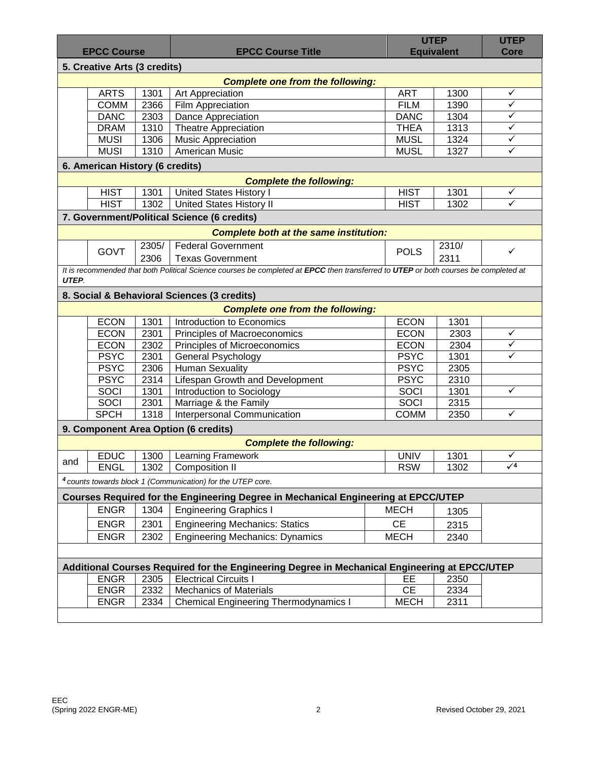| | EPCC Course | | EPCC Course Title | UTEP Equivalent | | UTEP Core |
|---|---|---|---|---|---|---|
| **5. Creative Arts (3 credits)** | | | | | | |
| | | | ***Complete one from the following:*** | | | |
| | ARTS | 1301 | Art Appreciation | ART | 1300 | ✓ |
| | COMM | 2366 | Film Appreciation | FILM | 1390 | ✓ |
| | DANC | 2303 | Dance Appreciation | DANC | 1304 | ✓ |
| | DRAM | 1310 | Theatre Appreciation | THEA | 1313 | ✓ |
| | MUSI | 1306 | Music Appreciation | MUSL | 1324 | ✓ |
| | MUSI | 1310 | American Music | MUSL | 1327 | ✓ |
| **6. American History (6 credits)** | | | | | | |
| | | | ***Complete the following:*** | | | |
| | HIST | 1301 | United States History I | HIST | 1301 | ✓ |
| | HIST | 1302 | United States History II | HIST | 1302 | ✓ |
| **7. Government/Political Science (6 credits)** | | | | | | |
| | | | ***Complete both at the same institution:*** | | | |
| | GOVT | 2305/ 2306 | Federal Government / Texas Government | POLS | 2310/ 2311 | ✓ |
| *It is recommended that both Political Science courses be completed at **EPCC** then transferred to **UTEP** or both courses be completed at **UTEP**.* | | | | | | |
| **8. Social & Behavioral Sciences (3 credits)** | | | | | | |
| | | | ***Complete one from the following:*** | | | |
| | ECON | 1301 | Introduction to Economics | ECON | 1301 | |
| | ECON | 2301 | Principles of Macroeconomics | ECON | 2303 | ✓ |
| | ECON | 2302 | Principles of Microeconomics | ECON | 2304 | ✓ |
| | PSYC | 2301 | General Psychology | PSYC | 1301 | ✓ |
| | PSYC | 2306 | Human Sexuality | PSYC | 2305 | |
| | PSYC | 2314 | Lifespan Growth and Development | PSYC | 2310 | |
| | SOCI | 1301 | Introduction to Sociology | SOCI | 1301 | ✓ |
| | SOCI | 2301 | Marriage & the Family | SOCI | 2315 | |
| | SPCH | 1318 | Interpersonal Communication | COMM | 2350 | ✓ |
| **9. Component Area Option (6 credits)** | | | | | | |
| | | | ***Complete the following:*** | | | |
| and | EDUC | 1300 | Learning Framework | UNIV | 1301 | ✓ |
| | ENGL | 1302 | Composition II | RSW | 1302 | ✓[4] |
| *[4] counts towards block 1 (Communication) for the UTEP core.* | | | | | | |
| **Courses Required for the Engineering Degree in Mechanical Engineering at EPCC/UTEP** | | | | | | |
| | ENGR | 1304 | Engineering Graphics I | MECH | 1305 | |
| | ENGR | 2301 | Engineering Mechanics: Statics | CE | 2315 | |
| | ENGR | 2302 | Engineering Mechanics: Dynamics | MECH | 2340 | |
| **Additional Courses Required for the Engineering Degree in Mechanical Engineering at EPCC/UTEP** | | | | | | |
| | ENGR | 2305 | Electrical Circuits I | EE | 2350 | |
| | ENGR | 2332 | Mechanics of Materials | CE | 2334 | |
| | ENGR | 2334 | Chemical Engineering Thermodynamics I | MECH | 2311 | |

EEC
(Spring 2022 ENGR-ME)

Revised October 29, 2021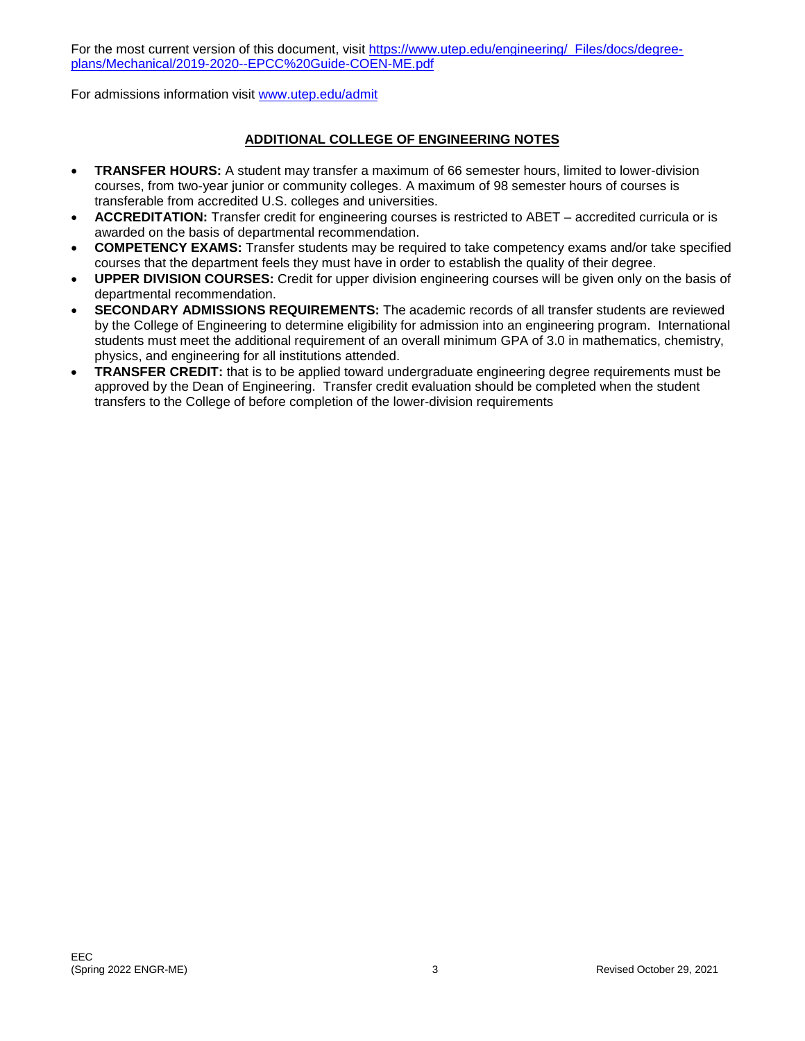For the most current version of this document, visit [https://www.utep.edu/engineering/_Files/docs/degree-plans/Mechanical/2019-2020--EPCC%20Guide-COEN-ME.pdf](https://www.utep.edu/engineering/_Files/docs/degree-plans/Mechanical/2019-2020--EPCC%20Guide-COEN-ME.pdf)

For admissions information visit [www.utep.edu/admit](http://www.utep.edu/admit)

## ADDITIONAL COLLEGE OF ENGINEERING NOTES

- **TRANSFER HOURS:** A student may transfer a maximum of 66 semester hours, limited to lower-division courses, from two-year junior or community colleges. A maximum of 98 semester hours of courses is transferable from accredited U.S. colleges and universities.
- **ACCREDITATION:** Transfer credit for engineering courses is restricted to ABET – accredited curricula or is awarded on the basis of departmental recommendation.
- **COMPETENCY EXAMS:** Transfer students may be required to take competency exams and/or take specified courses that the department feels they must have in order to establish the quality of their degree.
- **UPPER DIVISION COURSES:** Credit for upper division engineering courses will be given only on the basis of departmental recommendation.
- **SECONDARY ADMISSIONS REQUIREMENTS:** The academic records of all transfer students are reviewed by the College of Engineering to determine eligibility for admission into an engineering program. International students must meet the additional requirement of an overall minimum GPA of 3.0 in mathematics, chemistry, physics, and engineering for all institutions attended.
- **TRANSFER CREDIT:** that is to be applied toward undergraduate engineering degree requirements must be approved by the Dean of Engineering. Transfer credit evaluation should be completed when the student transfers to the College of before completion of the lower-division requirements

EEC
(Spring 2022 ENGR-ME) Revised October 29, 2021